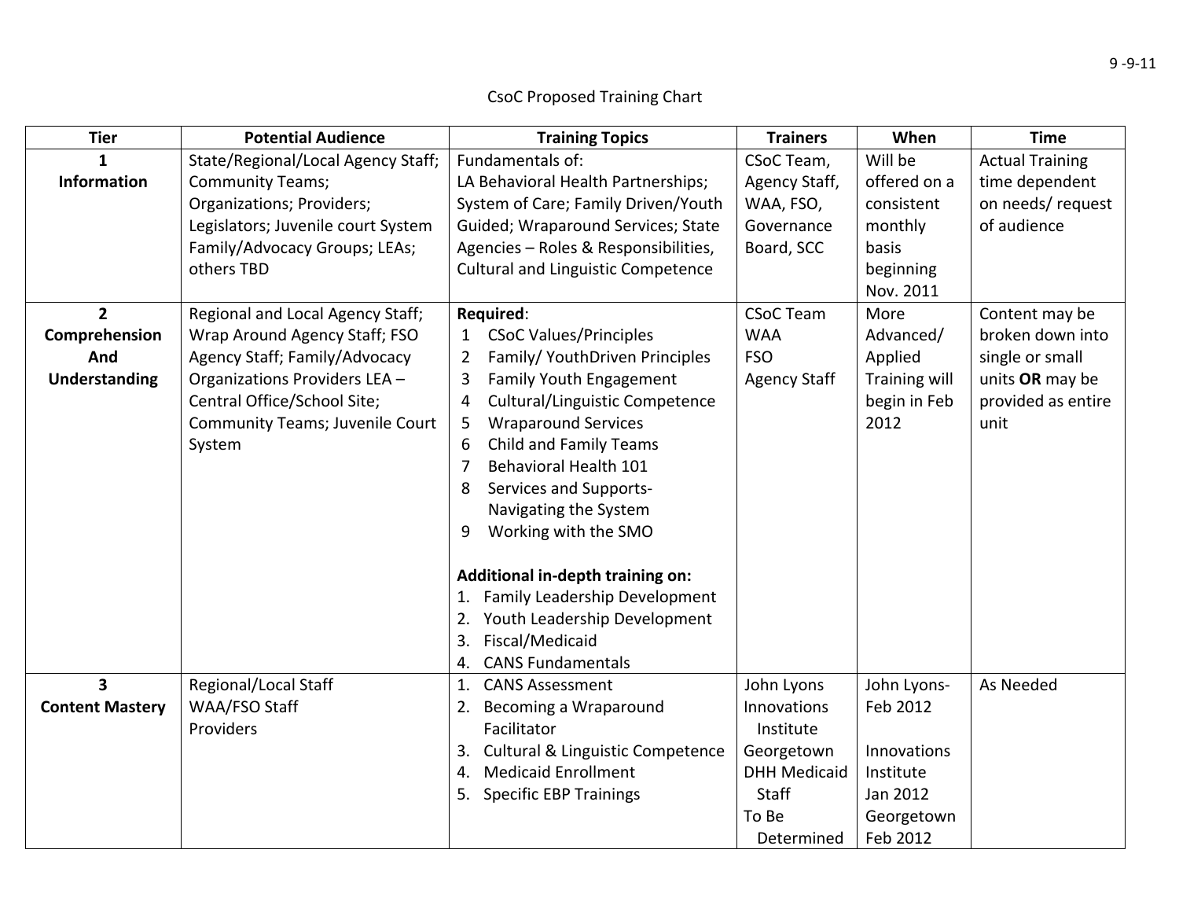9 -9-11

# CsoC Proposed Training Chart

| Tier | Potential Audience | Training Topics | Trainers | When | Time |
|---|---|---|---|---|---|
| 1 **Information** | State/Regional/Local Agency Staff; Community Teams; Organizations; Providers; Legislators; Juvenile court System Family/Advocacy Groups; LEAs; others TBD | Fundamentals of: LA Behavioral Health Partnerships; System of Care; Family Driven/Youth Guided; Wraparound Services; State Agencies – Roles & Responsibilities, Cultural and Linguistic Competence | CSoC Team, Agency Staff, WAA, FSO, Governance Board, SCC | Will be offered on a consistent monthly basis beginning Nov. 2011 | Actual Training time dependent on needs/ request of audience |
| 2 **Comprehension And Understanding** | Regional and Local Agency Staff; Wrap Around Agency Staff; FSO Agency Staff; Family/Advocacy Organizations Providers LEA – Central Office/School Site; Community Teams; Juvenile Court System | **Required**: 1 CSoC Values/Principles 2 Family/ YouthDriven Principles 3 Family Youth Engagement 4 Cultural/Linguistic Competence 5 Wraparound Services 6 Child and Family Teams 7 Behavioral Health 101 8 Services and Supports- Navigating the System 9 Working with the SMO<br><br>**Additional in-depth training on:** 1. Family Leadership Development 2. Youth Leadership Development 3. Fiscal/Medicaid 4. CANS Fundamentals | CSoC Team WAA FSO Agency Staff | More Advanced/ Applied Training will begin in Feb 2012 | Content may be broken down into single or small units **OR** may be provided as entire unit |
| 3 **Content Mastery** | Regional/Local Staff WAA/FSO Staff Providers | 1. CANS Assessment 2. Becoming a Wraparound Facilitator 3. Cultural & Linguistic Competence 4. Medicaid Enrollment 5. Specific EBP Trainings | John Lyons Innovations Institute Georgetown DHH Medicaid Staff To Be Determined | John Lyons- Feb 2012<br><br>Innovations Institute Jan 2012 Georgetown Feb 2012 | As Needed |